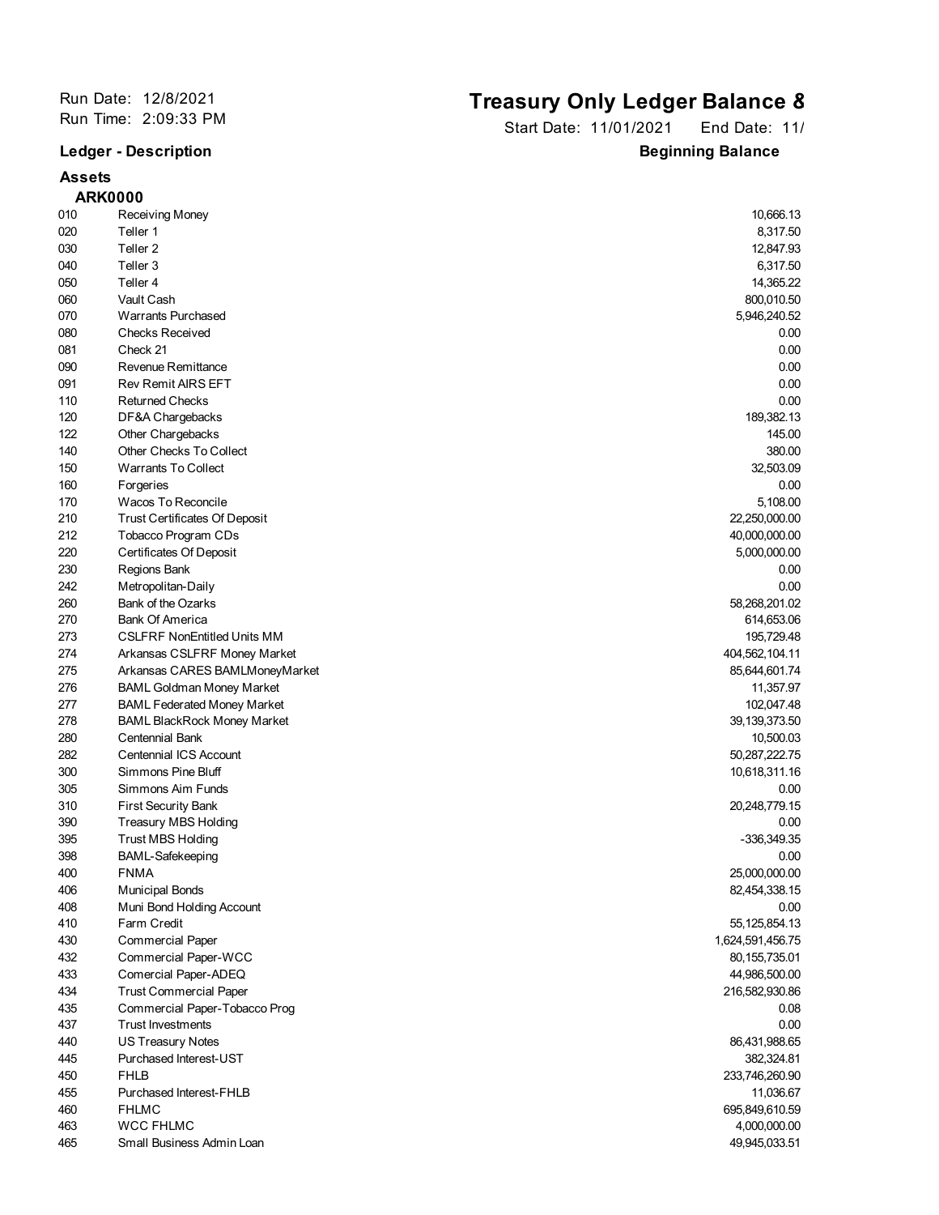Run Date: 12/8/2021
Run Time: 2:09:33 PM

# Treasury Only Ledger Balance &

Start Date: 11/01/2021 End Date: 11/

| Ledger - Description | | Beginning Balance |
|---|---|---|
| **Assets** | | |
| **ARK0000** | | |
| 010 | Receiving Money | 10,666.13 |
| 020 | Teller 1 | 8,317.50 |
| 030 | Teller 2 | 12,847.93 |
| 040 | Teller 3 | 6,317.50 |
| 050 | Teller 4 | 14,365.22 |
| 060 | Vault Cash | 800,010.50 |
| 070 | Warrants Purchased | 5,946,240.52 |
| 080 | Checks Received | 0.00 |
| 081 | Check 21 | 0.00 |
| 090 | Revenue Remittance | 0.00 |
| 091 | Rev Remit AIRS EFT | 0.00 |
| 110 | Returned Checks | 0.00 |
| 120 | DF&A Chargebacks | 189,382.13 |
| 122 | Other Chargebacks | 145.00 |
| 140 | Other Checks To Collect | 380.00 |
| 150 | Warrants To Collect | 32,503.09 |
| 160 | Forgeries | 0.00 |
| 170 | Wacos To Reconcile | 5,108.00 |
| 210 | Trust Certificates Of Deposit | 22,250,000.00 |
| 212 | Tobacco Program CDs | 40,000,000.00 |
| 220 | Certificates Of Deposit | 5,000,000.00 |
| 230 | Regions Bank | 0.00 |
| 242 | Metropolitan-Daily | 0.00 |
| 260 | Bank of the Ozarks | 58,268,201.02 |
| 270 | Bank Of America | 614,653.06 |
| 273 | CSLFRF NonEntitled Units MM | 195,729.48 |
| 274 | Arkansas CSLFRF Money Market | 404,562,104.11 |
| 275 | Arkansas CARES BAMLMoneyMarket | 85,644,601.74 |
| 276 | BAML Goldman Money Market | 11,357.97 |
| 277 | BAML Federated Money Market | 102,047.48 |
| 278 | BAML BlackRock Money Market | 39,139,373.50 |
| 280 | Centennial Bank | 10,500.03 |
| 282 | Centennial ICS Account | 50,287,222.75 |
| 300 | Simmons Pine Bluff | 10,618,311.16 |
| 305 | Simmons Aim Funds | 0.00 |
| 310 | First Security Bank | 20,248,779.15 |
| 390 | Treasury MBS Holding | 0.00 |
| 395 | Trust MBS Holding | -336,349.35 |
| 398 | BAML-Safekeeping | 0.00 |
| 400 | FNMA | 25,000,000.00 |
| 406 | Municipal Bonds | 82,454,338.15 |
| 408 | Muni Bond Holding Account | 0.00 |
| 410 | Farm Credit | 55,125,854.13 |
| 430 | Commercial Paper | 1,624,591,456.75 |
| 432 | Commercial Paper-WCC | 80,155,735.01 |
| 433 | Comercial Paper-ADEQ | 44,986,500.00 |
| 434 | Trust Commercial Paper | 216,582,930.86 |
| 435 | Commercial Paper-Tobacco Prog | 0.08 |
| 437 | Trust Investments | 0.00 |
| 440 | US Treasury Notes | 86,431,988.65 |
| 445 | Purchased Interest-UST | 382,324.81 |
| 450 | FHLB | 233,746,260.90 |
| 455 | Purchased Interest-FHLB | 11,036.67 |
| 460 | FHLMC | 695,849,610.59 |
| 463 | WCC FHLMC | 4,000,000.00 |
| 465 | Small Business Admin Loan | 49,945,033.51 |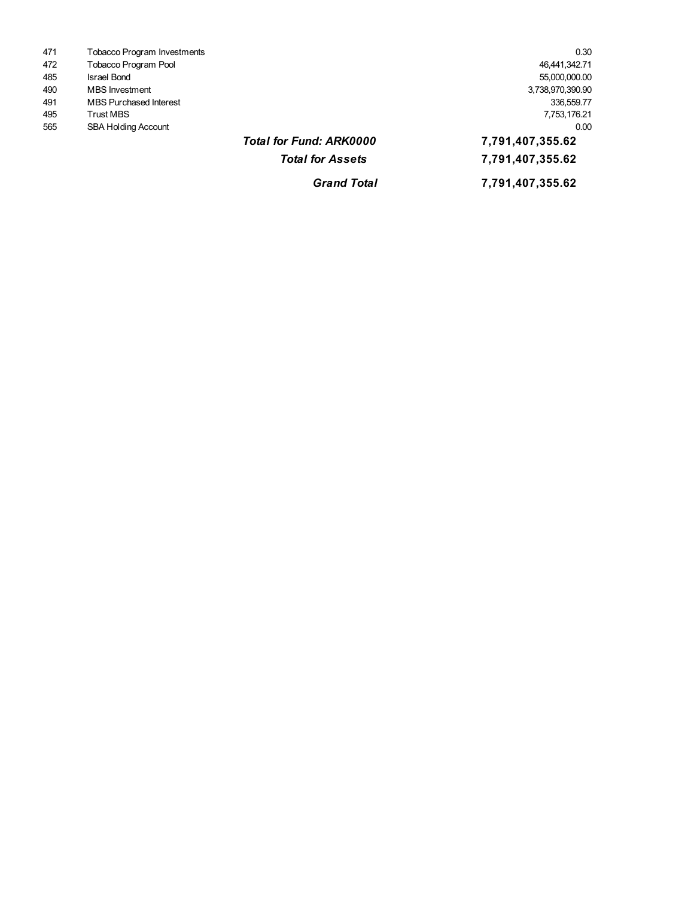| | | |
|---|---|---|
| 471 | Tobacco Program Investments | 0.30 |
| 472 | Tobacco Program Pool | 46,441,342.71 |
| 485 | Israel Bond | 55,000,000.00 |
| 490 | MBS Investment | 3,738,970,390.90 |
| 491 | MBS Purchased Interest | 336,559.77 |
| 495 | Trust MBS | 7,753,176.21 |
| 565 | SBA Holding Account | 0.00 |
| | ***Total for Fund: ARK0000*** | **7,791,407,355.62** |
| | ***Total for Assets*** | **7,791,407,355.62** |
| | ***Grand Total*** | **7,791,407,355.62** |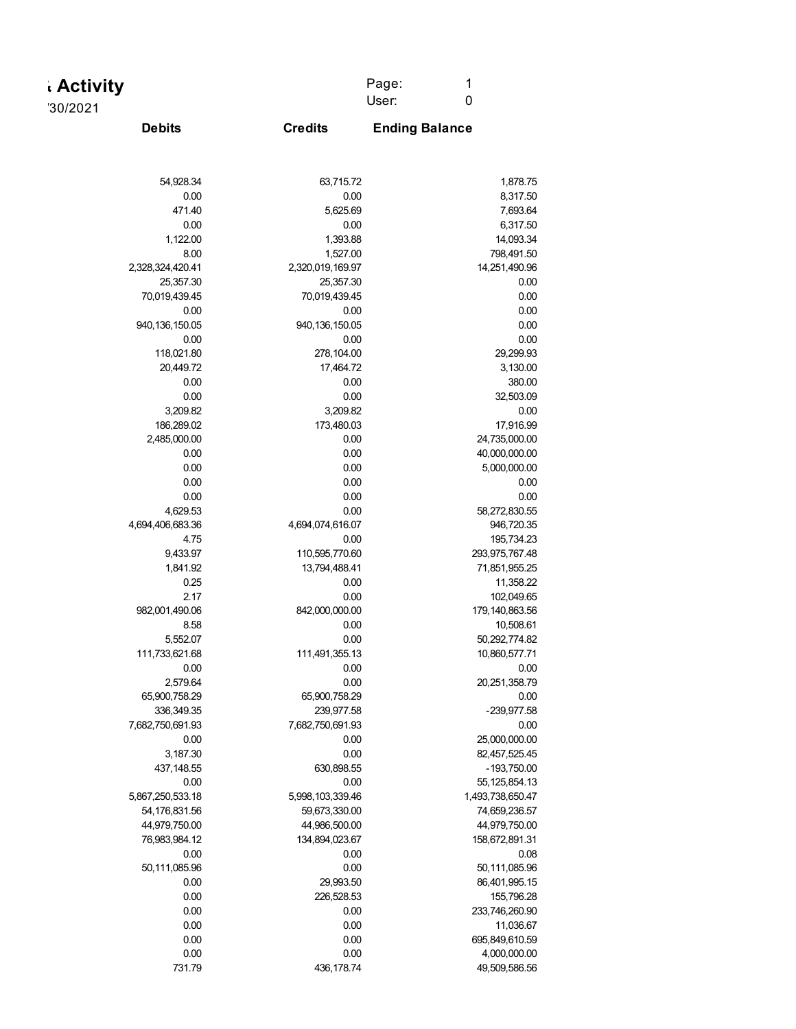# Activity

'30/2021

Page: 1
User: 0

| Debits | Credits | Ending Balance |
|---|---|---|
| 54,928.34 | 63,715.72 | 1,878.75 |
| 0.00 | 0.00 | 8,317.50 |
| 471.40 | 5,625.69 | 7,693.64 |
| 0.00 | 0.00 | 6,317.50 |
| 1,122.00 | 1,393.88 | 14,093.34 |
| 8.00 | 1,527.00 | 798,491.50 |
| 2,328,324,420.41 | 2,320,019,169.97 | 14,251,490.96 |
| 25,357.30 | 25,357.30 | 0.00 |
| 70,019,439.45 | 70,019,439.45 | 0.00 |
| 0.00 | 0.00 | 0.00 |
| 940,136,150.05 | 940,136,150.05 | 0.00 |
| 0.00 | 0.00 | 0.00 |
| 118,021.80 | 278,104.00 | 29,299.93 |
| 20,449.72 | 17,464.72 | 3,130.00 |
| 0.00 | 0.00 | 380.00 |
| 0.00 | 0.00 | 32,503.09 |
| 3,209.82 | 3,209.82 | 0.00 |
| 186,289.02 | 173,480.03 | 17,916.99 |
| 2,485,000.00 | 0.00 | 24,735,000.00 |
| 0.00 | 0.00 | 40,000,000.00 |
| 0.00 | 0.00 | 5,000,000.00 |
| 0.00 | 0.00 | 0.00 |
| 0.00 | 0.00 | 0.00 |
| 4,629.53 | 0.00 | 58,272,830.55 |
| 4,694,406,683.36 | 4,694,074,616.07 | 946,720.35 |
| 4.75 | 0.00 | 195,734.23 |
| 9,433.97 | 110,595,770.60 | 293,975,767.48 |
| 1,841.92 | 13,794,488.41 | 71,851,955.25 |
| 0.25 | 0.00 | 11,358.22 |
| 2.17 | 0.00 | 102,049.65 |
| 982,001,490.06 | 842,000,000.00 | 179,140,863.56 |
| 8.58 | 0.00 | 10,508.61 |
| 5,552.07 | 0.00 | 50,292,774.82 |
| 111,733,621.68 | 111,491,355.13 | 10,860,577.71 |
| 0.00 | 0.00 | 0.00 |
| 2,579.64 | 0.00 | 20,251,358.79 |
| 65,900,758.29 | 65,900,758.29 | 0.00 |
| 336,349.35 | 239,977.58 | -239,977.58 |
| 7,682,750,691.93 | 7,682,750,691.93 | 0.00 |
| 0.00 | 0.00 | 25,000,000.00 |
| 3,187.30 | 0.00 | 82,457,525.45 |
| 437,148.55 | 630,898.55 | -193,750.00 |
| 0.00 | 0.00 | 55,125,854.13 |
| 5,867,250,533.18 | 5,998,103,339.46 | 1,493,738,650.47 |
| 54,176,831.56 | 59,673,330.00 | 74,659,236.57 |
| 44,979,750.00 | 44,986,500.00 | 44,979,750.00 |
| 76,983,984.12 | 134,894,023.67 | 158,672,891.31 |
| 0.00 | 0.00 | 0.08 |
| 50,111,085.96 | 0.00 | 50,111,085.96 |
| 0.00 | 29,993.50 | 86,401,995.15 |
| 0.00 | 226,528.53 | 155,796.28 |
| 0.00 | 0.00 | 233,746,260.90 |
| 0.00 | 0.00 | 11,036.67 |
| 0.00 | 0.00 | 695,849,610.59 |
| 0.00 | 0.00 | 4,000,000.00 |
| 731.79 | 436,178.74 | 49,509,586.56 |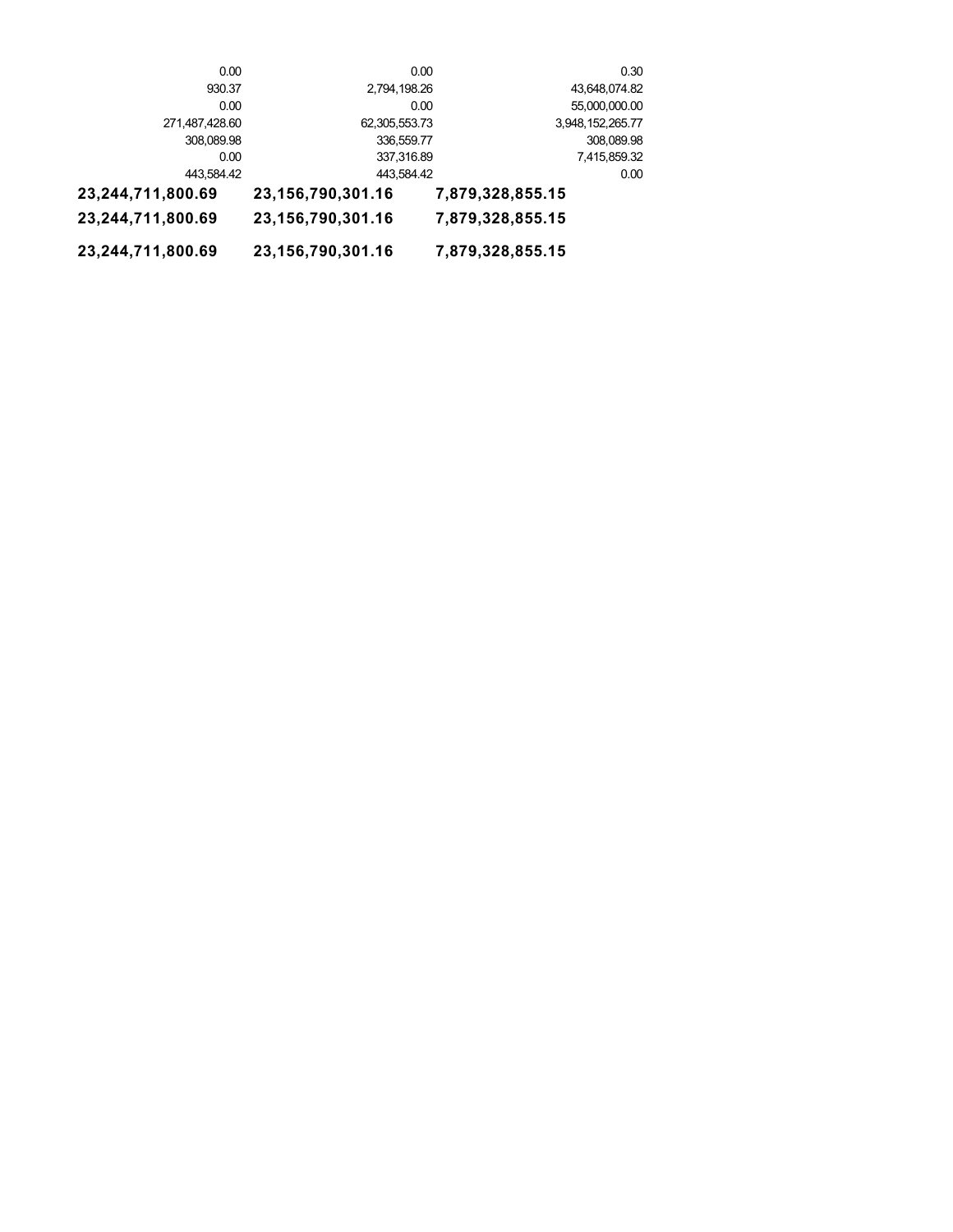| | | |
|---|---|---|
| 0.00 | 0.00 | 0.30 |
| 930.37 | 2,794,198.26 | 43,648,074.82 |
| 0.00 | 0.00 | 55,000,000.00 |
| 271,487,428.60 | 62,305,553.73 | 3,948,152,265.77 |
| 308,089.98 | 336,559.77 | 308,089.98 |
| 0.00 | 337,316.89 | 7,415,859.32 |
| 443,584.42 | 443,584.42 | 0.00 |
| **23,244,711,800.69** | **23,156,790,301.16** | **7,879,328,855.15** |
| **23,244,711,800.69** | **23,156,790,301.16** | **7,879,328,855.15** |
| **23,244,711,800.69** | **23,156,790,301.16** | **7,879,328,855.15** |